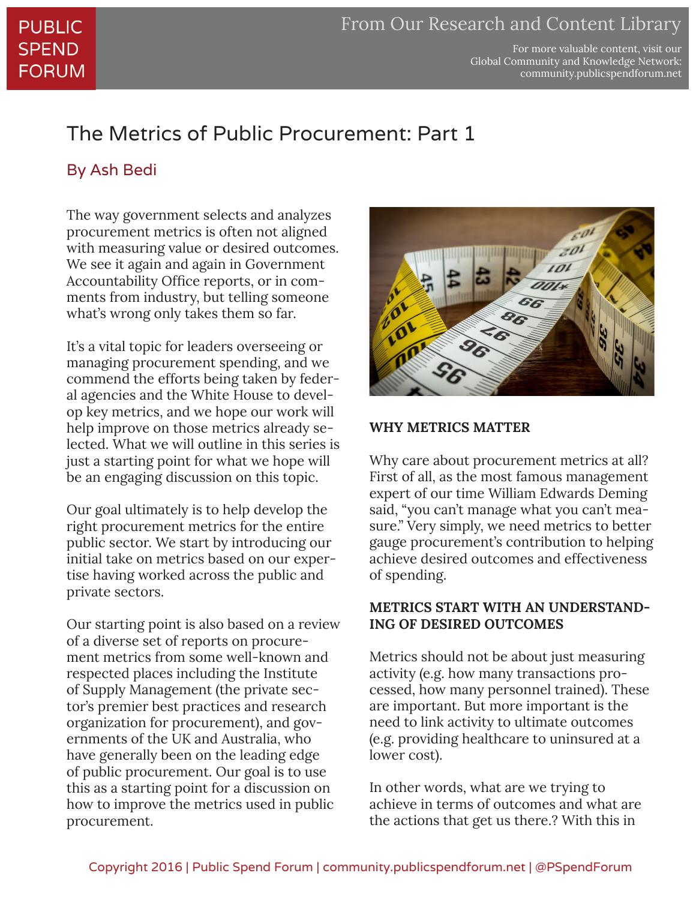# The Metrics of Public Procurement: Part 1

By Ash Bedi

The way government selects and analyzes procurement metrics is often not aligned with measuring value or desired outcomes. We see it again and again in Government Accountability Office reports, or in comments from industry, but telling someone what's wrong only takes them so far.

It's a vital topic for leaders overseeing or managing procurement spending, and we commend the efforts being taken by federal agencies and the White House to develop key metrics, and we hope our work will help improve on those metrics already selected. What we will outline in this series is just a starting point for what we hope will be an engaging discussion on this topic.

Our goal ultimately is to help develop the right procurement metrics for the entire public sector. We start by introducing our initial take on metrics based on our expertise having worked across the public and private sectors.

Our starting point is also based on a review of a diverse set of reports on procurement metrics from some well-known and respected places including the Institute of Supply Management (the private sector's premier best practices and research organization for procurement), and governments of the UK and Australia, who have generally been on the leading edge of public procurement. Our goal is to use this as a starting point for a discussion on how to improve the metrics used in public procurement.

## WHY METRICS MATTER

Why care about procurement metrics at all? First of all, as the most famous management expert of our time William Edwards Deming said, "you can't manage what you can't measure." Very simply, we need metrics to better gauge procurement's contribution to helping achieve desired outcomes and effectiveness of spending.

## METRICS START WITH AN UNDERSTANDING OF DESIRED OUTCOMES

Metrics should not be about just measuring activity (e.g. how many transactions processed, how many personnel trained). These are important. But more important is the need to link activity to ultimate outcomes (e.g. providing healthcare to uninsured at a lower cost).

In other words, what are we trying to achieve in terms of outcomes and what are the actions that get us there.? With this in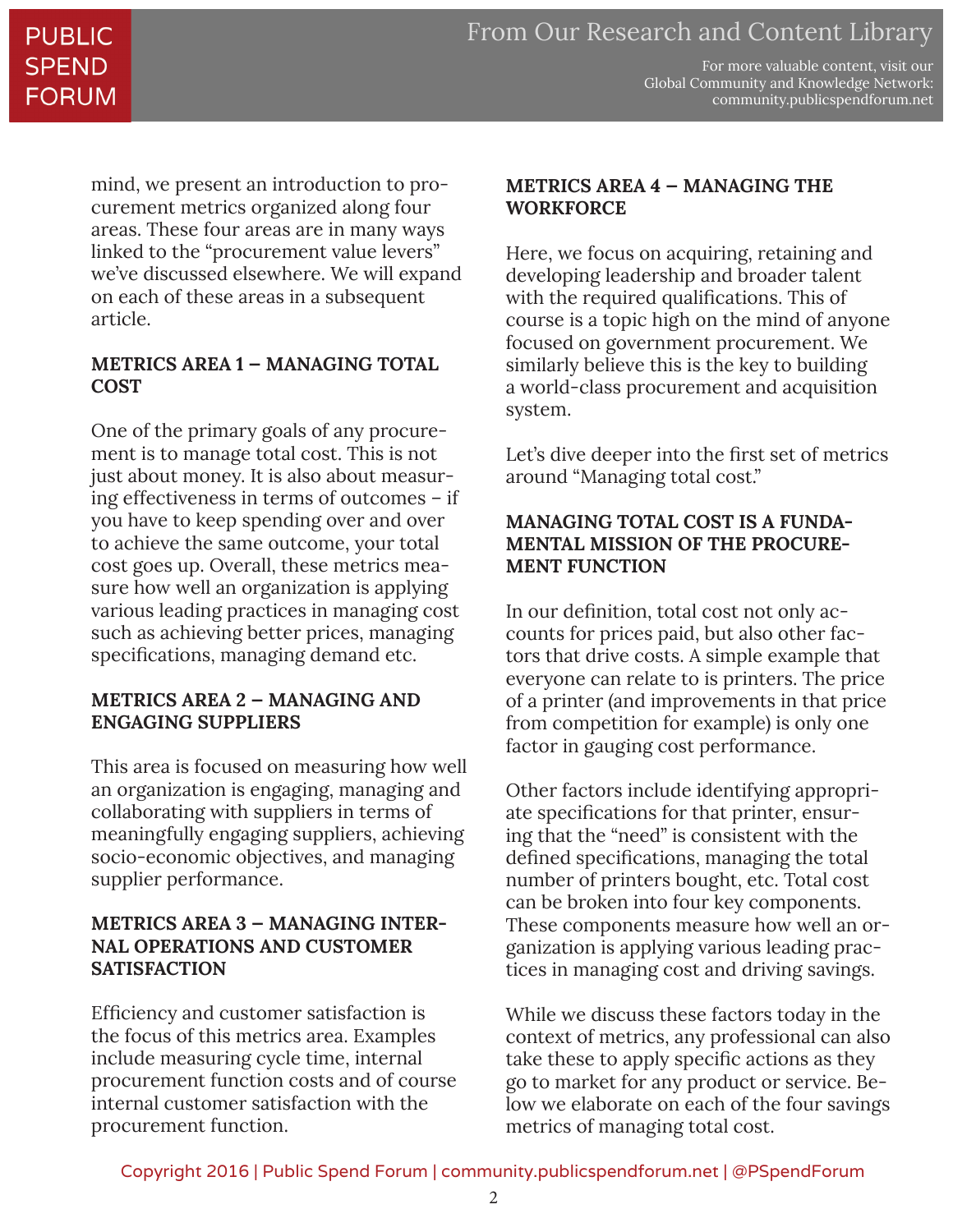mind, we present an introduction to procurement metrics organized along four areas. These four areas are in many ways linked to the "procurement value levers" we've discussed elsewhere. We will expand on each of these areas in a subsequent article.

### METRICS AREA 1 – MANAGING TOTAL COST

One of the primary goals of any procurement is to manage total cost. This is not just about money. It is also about measuring effectiveness in terms of outcomes – if you have to keep spending over and over to achieve the same outcome, your total cost goes up. Overall, these metrics measure how well an organization is applying various leading practices in managing cost such as achieving better prices, managing specifications, managing demand etc.

### METRICS AREA 2 – MANAGING AND ENGAGING SUPPLIERS

This area is focused on measuring how well an organization is engaging, managing and collaborating with suppliers in terms of meaningfully engaging suppliers, achieving socio-economic objectives, and managing supplier performance.

### METRICS AREA 3 – MANAGING INTERNAL OPERATIONS AND CUSTOMER SATISFACTION

Efficiency and customer satisfaction is the focus of this metrics area. Examples include measuring cycle time, internal procurement function costs and of course internal customer satisfaction with the procurement function.

### METRICS AREA 4 – MANAGING THE WORKFORCE

Here, we focus on acquiring, retaining and developing leadership and broader talent with the required qualifications. This of course is a topic high on the mind of anyone focused on government procurement. We similarly believe this is the key to building a world-class procurement and acquisition system.

Let's dive deeper into the first set of metrics around "Managing total cost."

### MANAGING TOTAL COST IS A FUNDAMENTAL MISSION OF THE PROCUREMENT FUNCTION

In our definition, total cost not only accounts for prices paid, but also other factors that drive costs. A simple example that everyone can relate to is printers. The price of a printer (and improvements in that price from competition for example) is only one factor in gauging cost performance.

Other factors include identifying appropriate specifications for that printer, ensuring that the "need" is consistent with the defined specifications, managing the total number of printers bought, etc. Total cost can be broken into four key components. These components measure how well an organization is applying various leading practices in managing cost and driving savings.

While we discuss these factors today in the context of metrics, any professional can also take these to apply specific actions as they go to market for any product or service. Below we elaborate on each of the four savings metrics of managing total cost.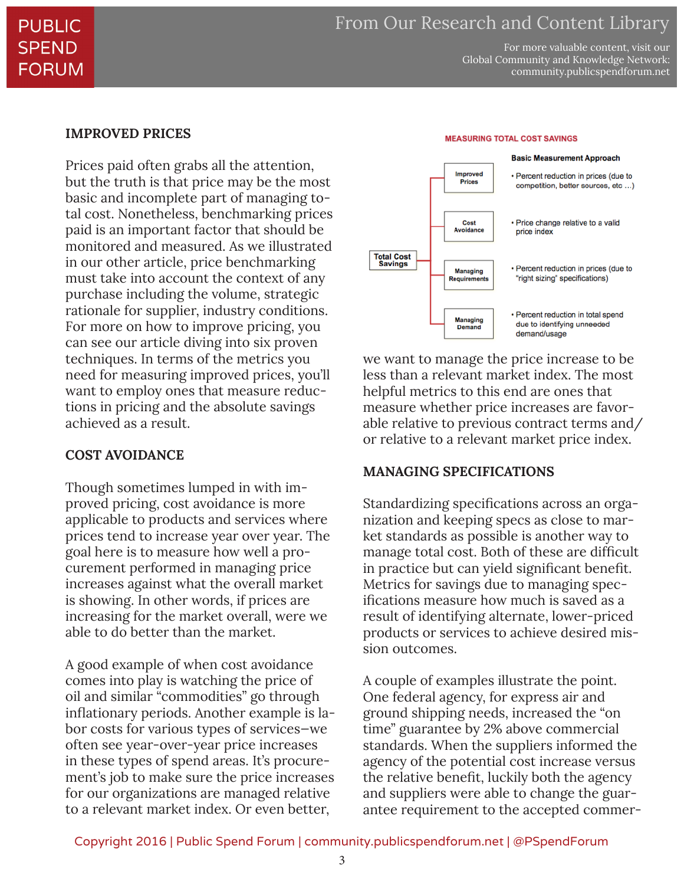## IMPROVED PRICES

Prices paid often grabs all the attention, but the truth is that price may be the most basic and incomplete part of managing total cost. Nonetheless, benchmarking prices paid is an important factor that should be monitored and measured. As we illustrated in our other article, price benchmarking must take into account the context of any purchase including the volume, strategic rationale for supplier, industry conditions. For more on how to improve pricing, you can see our article diving into six proven techniques. In terms of the metrics you need for measuring improved prices, you'll want to employ ones that measure reductions in pricing and the absolute savings achieved as a result.

## COST AVOIDANCE

Though sometimes lumped in with improved pricing, cost avoidance is more applicable to products and services where prices tend to increase year over year. The goal here is to measure how well a procurement performed in managing price increases against what the overall market is showing. In other words, if prices are increasing for the market overall, were we able to do better than the market.

A good example of when cost avoidance comes into play is watching the price of oil and similar "commodities" go through inflationary periods. Another example is labor costs for various types of services—we often see year-over-year price increases in these types of spend areas. It's procurement's job to make sure the price increases for our organizations are managed relative to a relevant market index. Or even better, we want to manage the price increase to be less than a relevant market index. The most helpful metrics to this end are ones that measure whether price increases are favorable relative to previous contract terms and/or relative to a relevant market price index.

**MEASURING TOTAL COST SAVINGS**

| Total Cost Savings | Basic Measurement Approach |
|---|---|
| Improved Prices | • Percent reduction in prices (due to competition, better sources, etc …) |
| Cost Avoidance | • Price change relative to a valid price index |
| Managing Requirements | • Percent reduction in prices (due to "right sizing" specifications) |
| Managing Demand | • Percent reduction in total spend due to identifying unneeded demand/usage |

## MANAGING SPECIFICATIONS

Standardizing specifications across an organization and keeping specs as close to market standards as possible is another way to manage total cost. Both of these are difficult in practice but can yield significant benefit. Metrics for savings due to managing specifications measure how much is saved as a result of identifying alternate, lower-priced products or services to achieve desired mission outcomes.

A couple of examples illustrate the point. One federal agency, for express air and ground shipping needs, increased the "on time" guarantee by 2% above commercial standards. When the suppliers informed the agency of the potential cost increase versus the relative benefit, luckily both the agency and suppliers were able to change the guarantee requirement to the accepted commer-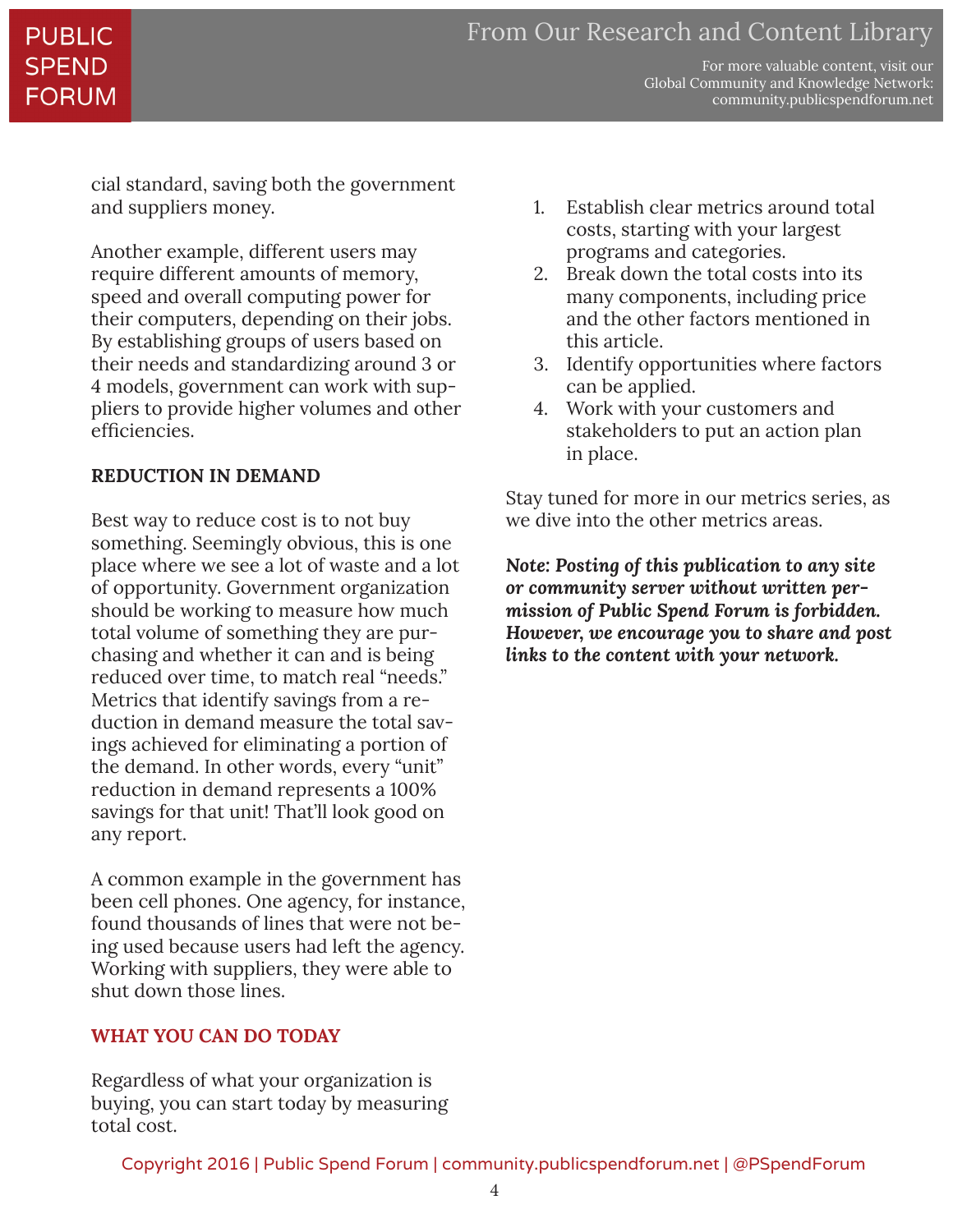cial standard, saving both the government and suppliers money.

Another example, different users may require different amounts of memory, speed and overall computing power for their computers, depending on their jobs. By establishing groups of users based on their needs and standardizing around 3 or 4 models, government can work with suppliers to provide higher volumes and other efficiencies.

## REDUCTION IN DEMAND

Best way to reduce cost is to not buy something. Seemingly obvious, this is one place where we see a lot of waste and a lot of opportunity. Government organization should be working to measure how much total volume of something they are purchasing and whether it can and is being reduced over time, to match real "needs." Metrics that identify savings from a reduction in demand measure the total savings achieved for eliminating a portion of the demand. In other words, every "unit" reduction in demand represents a 100% savings for that unit! That'll look good on any report.

A common example in the government has been cell phones. One agency, for instance, found thousands of lines that were not being used because users had left the agency. Working with suppliers, they were able to shut down those lines.

## WHAT YOU CAN DO TODAY

Regardless of what your organization is buying, you can start today by measuring total cost.

1. Establish clear metrics around total costs, starting with your largest programs and categories.
2. Break down the total costs into its many components, including price and the other factors mentioned in this article.
3. Identify opportunities where factors can be applied.
4. Work with your customers and stakeholders to put an action plan in place.

Stay tuned for more in our metrics series, as we dive into the other metrics areas.

***Note: Posting of this publication to any site or community server without written permission of Public Spend Forum is forbidden. However, we encourage you to share and post links to the content with your network.***